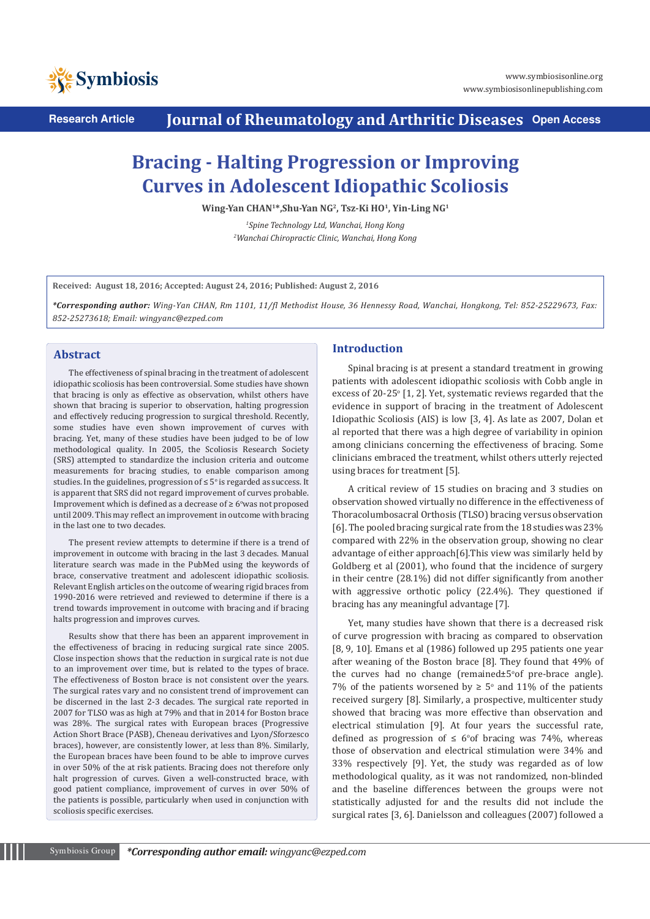Research Article | Journal of Rheumatology and Arthritic Diseases | Open Access

# Bracing - Halting Progression or Improving Curves in Adolescent Idiopathic Scoliosis

**Wing-Yan CHAN[1]*, Shu-Yan NG[2], Tsz-Ki HO[1], Yin-Ling NG[1]**

[1]*Spine Technology Ltd, Wanchai, Hong Kong*
[2]*Wanchai Chiropractic Clinic, Wanchai, Hong Kong*

**Received: August 18, 2016; Accepted: August 24, 2016; Published: August 2, 2016**

***Corresponding author:** *Wing-Yan CHAN, Rm 1101, 11/fl Methodist House, 36 Hennessy Road, Wanchai, Hongkong, Tel: 852-25229673, Fax: 852-25273618; Email: wingyanc@ezped.com*

## Abstract

The effectiveness of spinal bracing in the treatment of adolescent idiopathic scoliosis has been controversial. Some studies have shown that bracing is only as effective as observation, whilst others have shown that bracing is superior to observation, halting progression and effectively reducing progression to surgical threshold. Recently, some studies have even shown improvement of curves with bracing. Yet, many of these studies have been judged to be of low methodological quality. In 2005, the Scoliosis Research Society (SRS) attempted to standardize the inclusion criteria and outcome measurements for bracing studies, to enable comparison among studies. In the guidelines, progression of ≤ 5° is regarded as success. It is apparent that SRS did not regard improvement of curves probable. Improvement which is defined as a decrease of ≥ 6°was not proposed until 2009. This may reflect an improvement in outcome with bracing in the last one to two decades.

The present review attempts to determine if there is a trend of improvement in outcome with bracing in the last 3 decades. Manual literature search was made in the PubMed using the keywords of brace, conservative treatment and adolescent idiopathic scoliosis. Relevant English articles on the outcome of wearing rigid braces from 1990-2016 were retrieved and reviewed to determine if there is a trend towards improvement in outcome with bracing and if bracing halts progression and improves curves.

Results show that there has been an apparent improvement in the effectiveness of bracing in reducing surgical rate since 2005. Close inspection shows that the reduction in surgical rate is not due to an improvement over time, but is related to the types of brace. The effectiveness of Boston brace is not consistent over the years. The surgical rates vary and no consistent trend of improvement can be discerned in the last 2-3 decades. The surgical rate reported in 2007 for TLSO was as high at 79% and that in 2014 for Boston brace was 28%. The surgical rates with European braces (Progressive Action Short Brace (PASB), Cheneau derivatives and Lyon/Sforzesco braces), however, are consistently lower, at less than 8%. Similarly, the European braces have been found to be able to improve curves in over 50% of the at risk patients. Bracing does not therefore only halt progression of curves. Given a well-constructed brace, with good patient compliance, improvement of curves in over 50% of the patients is possible, particularly when used in conjunction with scoliosis specific exercises.

## Introduction

Spinal bracing is at present a standard treatment in growing patients with adolescent idiopathic scoliosis with Cobb angle in excess of 20-25° [1, 2]. Yet, systematic reviews regarded that the evidence in support of bracing in the treatment of Adolescent Idiopathic Scoliosis (AIS) is low [3, 4]. As late as 2007, Dolan et al reported that there was a high degree of variability in opinion among clinicians concerning the effectiveness of bracing. Some clinicians embraced the treatment, whilst others utterly rejected using braces for treatment [5].

A critical review of 15 studies on bracing and 3 studies on observation showed virtually no difference in the effectiveness of Thoracolumbosacral Orthosis (TLSO) bracing versus observation [6]. The pooled bracing surgical rate from the 18 studies was 23% compared with 22% in the observation group, showing no clear advantage of either approach[6].This view was similarly held by Goldberg et al (2001), who found that the incidence of surgery in their centre (28.1%) did not differ significantly from another with aggressive orthotic policy (22.4%). They questioned if bracing has any meaningful advantage [7].

Yet, many studies have shown that there is a decreased risk of curve progression with bracing as compared to observation [8, 9, 10]. Emans et al (1986) followed up 295 patients one year after weaning of the Boston brace [8]. They found that 49% of the curves had no change (remained±5°of pre-brace angle). 7% of the patients worsened by ≥ 5° and 11% of the patients received surgery [8]. Similarly, a prospective, multicenter study showed that bracing was more effective than observation and electrical stimulation [9]. At four years the successful rate, defined as progression of ≤ 6°of bracing was 74%, whereas those of observation and electrical stimulation were 34% and 33% respectively [9]. Yet, the study was regarded as of low methodological quality, as it was not randomized, non-blinded and the baseline differences between the groups were not statistically adjusted for and the results did not include the surgical rates [3, 6]. Danielsson and colleagues (2007) followed a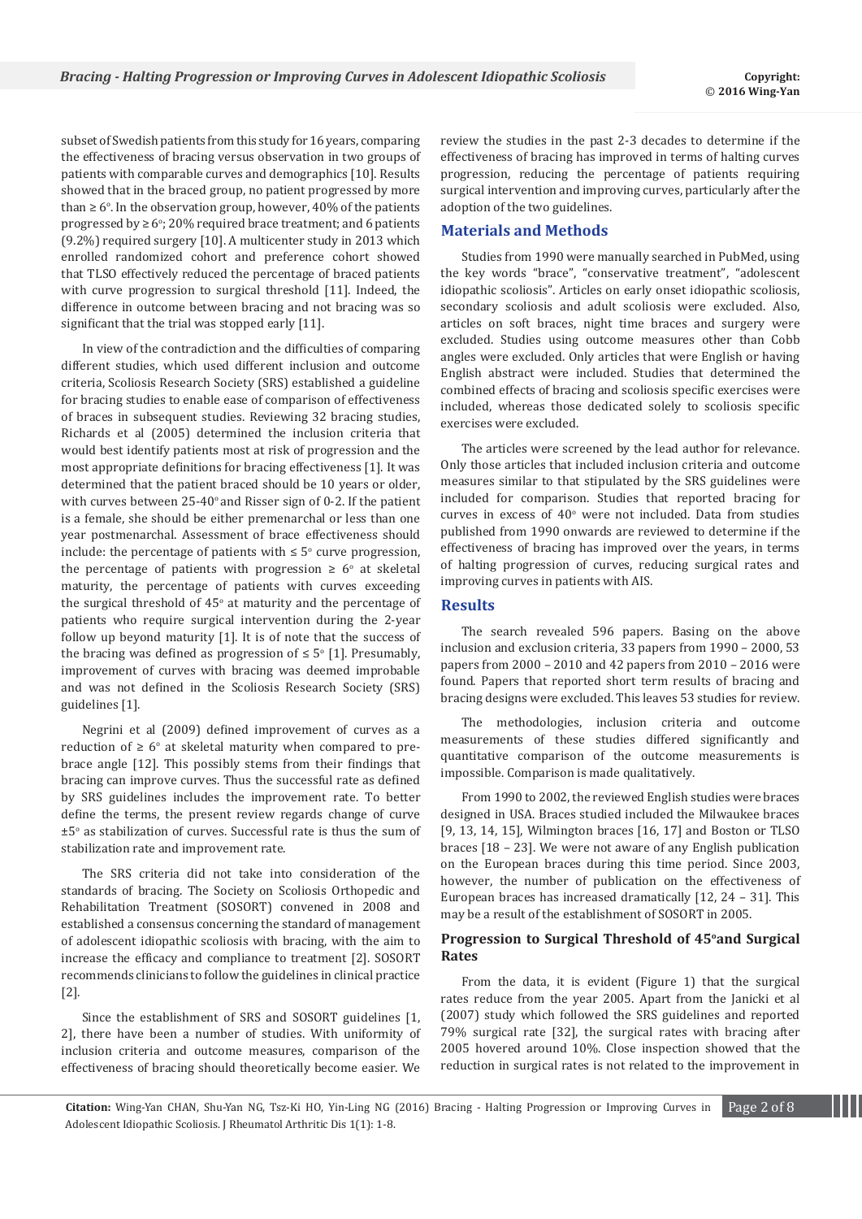subset of Swedish patients from this study for 16 years, comparing the effectiveness of bracing versus observation in two groups of patients with comparable curves and demographics [10]. Results showed that in the braced group, no patient progressed by more than ≥ 6°. In the observation group, however, 40% of the patients progressed by ≥ 6°; 20% required brace treatment; and 6 patients (9.2%) required surgery [10]. A multicenter study in 2013 which enrolled randomized cohort and preference cohort showed that TLSO effectively reduced the percentage of braced patients with curve progression to surgical threshold [11]. Indeed, the difference in outcome between bracing and not bracing was so significant that the trial was stopped early [11].

In view of the contradiction and the difficulties of comparing different studies, which used different inclusion and outcome criteria, Scoliosis Research Society (SRS) established a guideline for bracing studies to enable ease of comparison of effectiveness of braces in subsequent studies. Reviewing 32 bracing studies, Richards et al (2005) determined the inclusion criteria that would best identify patients most at risk of progression and the most appropriate definitions for bracing effectiveness [1]. It was determined that the patient braced should be 10 years or older, with curves between 25-40° and Risser sign of 0-2. If the patient is a female, she should be either premenarchal or less than one year postmenarchal. Assessment of brace effectiveness should include: the percentage of patients with ≤ 5° curve progression, the percentage of patients with progression ≥ 6° at skeletal maturity, the percentage of patients with curves exceeding the surgical threshold of 45° at maturity and the percentage of patients who require surgical intervention during the 2-year follow up beyond maturity [1]. It is of note that the success of the bracing was defined as progression of ≤ 5° [1]. Presumably, improvement of curves with bracing was deemed improbable and was not defined in the Scoliosis Research Society (SRS) guidelines [1].

Negrini et al (2009) defined improvement of curves as a reduction of ≥ 6° at skeletal maturity when compared to pre-brace angle [12]. This possibly stems from their findings that bracing can improve curves. Thus the successful rate as defined by SRS guidelines includes the improvement rate. To better define the terms, the present review regards change of curve ±5° as stabilization of curves. Successful rate is thus the sum of stabilization rate and improvement rate.

The SRS criteria did not take into consideration of the standards of bracing. The Society on Scoliosis Orthopedic and Rehabilitation Treatment (SOSORT) convened in 2008 and established a consensus concerning the standard of management of adolescent idiopathic scoliosis with bracing, with the aim to increase the efficacy and compliance to treatment [2]. SOSORT recommends clinicians to follow the guidelines in clinical practice [2].

Since the establishment of SRS and SOSORT guidelines [1, 2], there have been a number of studies. With uniformity of inclusion criteria and outcome measures, comparison of the effectiveness of bracing should theoretically become easier. We review the studies in the past 2-3 decades to determine if the effectiveness of bracing has improved in terms of halting curves progression, reducing the percentage of patients requiring surgical intervention and improving curves, particularly after the adoption of the two guidelines.

## Materials and Methods

Studies from 1990 were manually searched in PubMed, using the key words "brace", "conservative treatment", "adolescent idiopathic scoliosis". Articles on early onset idiopathic scoliosis, secondary scoliosis and adult scoliosis were excluded. Also, articles on soft braces, night time braces and surgery were excluded. Studies using outcome measures other than Cobb angles were excluded. Only articles that were English or having English abstract were included. Studies that determined the combined effects of bracing and scoliosis specific exercises were included, whereas those dedicated solely to scoliosis specific exercises were excluded.

The articles were screened by the lead author for relevance. Only those articles that included inclusion criteria and outcome measures similar to that stipulated by the SRS guidelines were included for comparison. Studies that reported bracing for curves in excess of 40° were not included. Data from studies published from 1990 onwards are reviewed to determine if the effectiveness of bracing has improved over the years, in terms of halting progression of curves, reducing surgical rates and improving curves in patients with AIS.

## Results

The search revealed 596 papers. Basing on the above inclusion and exclusion criteria, 33 papers from 1990 – 2000, 53 papers from 2000 – 2010 and 42 papers from 2010 – 2016 were found. Papers that reported short term results of bracing and bracing designs were excluded. This leaves 53 studies for review.

The methodologies, inclusion criteria and outcome measurements of these studies differed significantly and quantitative comparison of the outcome measurements is impossible. Comparison is made qualitatively.

From 1990 to 2002, the reviewed English studies were braces designed in USA. Braces studied included the Milwaukee braces [9, 13, 14, 15], Wilmington braces [16, 17] and Boston or TLSO braces [18 – 23]. We were not aware of any English publication on the European braces during this time period. Since 2003, however, the number of publication on the effectiveness of European braces has increased dramatically [12, 24 – 31]. This may be a result of the establishment of SOSORT in 2005.

### Progression to Surgical Threshold of 45° and Surgical Rates

From the data, it is evident (Figure 1) that the surgical rates reduce from the year 2005. Apart from the Janicki et al (2007) study which followed the SRS guidelines and reported 79% surgical rate [32], the surgical rates with bracing after 2005 hovered around 10%. Close inspection showed that the reduction in surgical rates is not related to the improvement in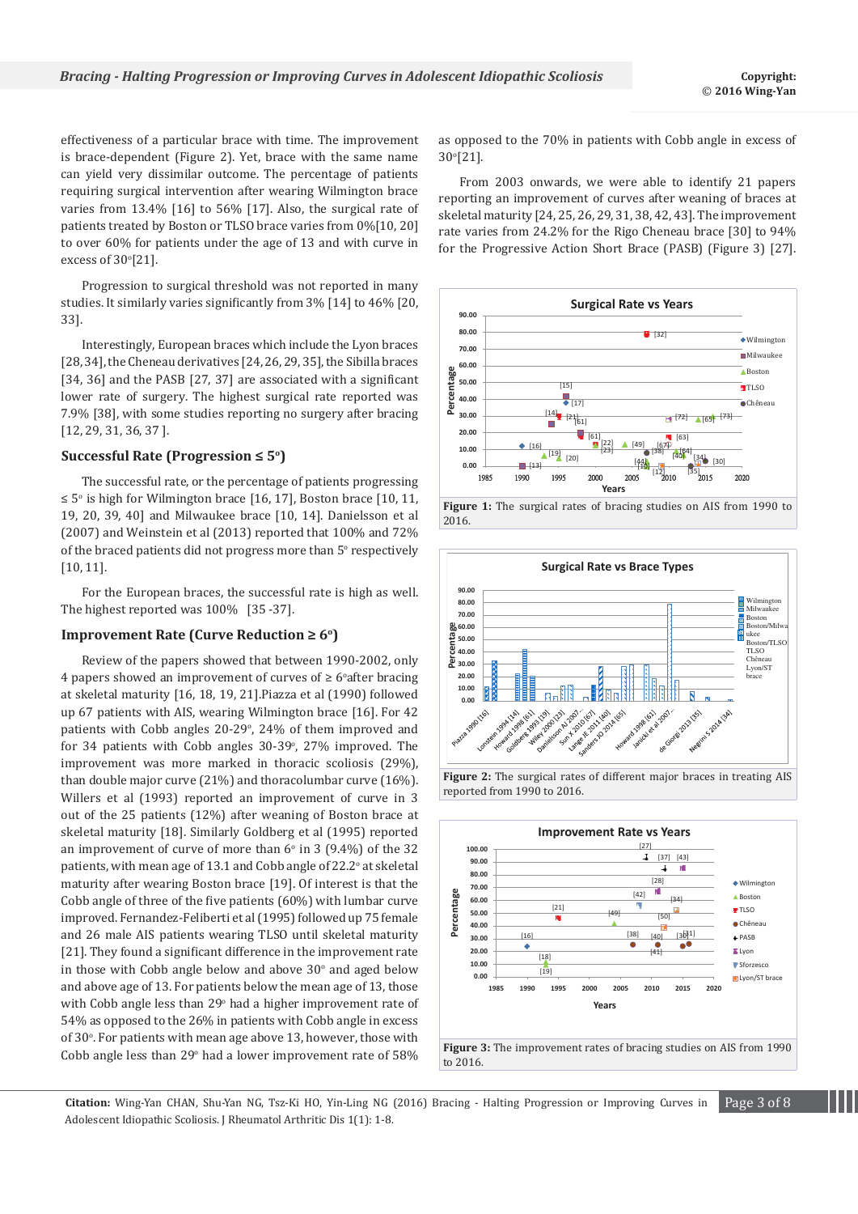effectiveness of a particular brace with time. The improvement is brace-dependent (Figure 2). Yet, brace with the same name can yield very dissimilar outcome. The percentage of patients requiring surgical intervention after wearing Wilmington brace varies from 13.4% [16] to 56% [17]. Also, the surgical rate of patients treated by Boston or TLSO brace varies from 0%[10, 20] to over 60% for patients under the age of 13 and with curve in excess of 30°[21].

Progression to surgical threshold was not reported in many studies. It similarly varies significantly from 3% [14] to 46% [20, 33].

Interestingly, European braces which include the Lyon braces [28,34], the Cheneau derivatives [24,26, 29, 35], the Sibilla braces [34, 36] and the PASB [27, 37] are associated with a significant lower rate of surgery. The highest surgical rate reported was 7.9% [38], with some studies reporting no surgery after bracing [12, 29, 31, 36, 37 ].

## Successful Rate (Progression ≤ 5°)

The successful rate, or the percentage of patients progressing ≤ 5° is high for Wilmington brace [16, 17], Boston brace [10, 11, 19, 20, 39, 40] and Milwaukee brace [10, 14]. Danielsson et al (2007) and Weinstein et al (2013) reported that 100% and 72% of the braced patients did not progress more than 5° respectively [10, 11].

For the European braces, the successful rate is high as well. The highest reported was 100% [35 -37].

## Improvement Rate (Curve Reduction ≥ 6°)

Review of the papers showed that between 1990-2002, only 4 papers showed an improvement of curves of ≥ 6°after bracing at skeletal maturity [16, 18, 19, 21].Piazza et al (1990) followed up 67 patients with AIS, wearing Wilmington brace [16]. For 42 patients with Cobb angles 20-29°, 24% of them improved and for 34 patients with Cobb angles 30-39°, 27% improved. The improvement was more marked in thoracic scoliosis (29%), than double major curve (21%) and thoracolumbar curve (16%). Willers et al (1993) reported an improvement of curve in 3 out of the 25 patients (12%) after weaning of Boston brace at skeletal maturity [18]. Similarly Goldberg et al (1995) reported an improvement of curve of more than 6° in 3 (9.4%) of the 32 patients, with mean age of 13.1 and Cobb angle of 22.2° at skeletal maturity after wearing Boston brace [19]. Of interest is that the Cobb angle of three of the five patients (60%) with lumbar curve improved. Fernandez-Feliberti et al (1995) followed up 75 female and 26 male AIS patients wearing TLSO until skeletal maturity [21]. They found a significant difference in the improvement rate in those with Cobb angle below and above 30° and aged below and above age of 13. For patients below the mean age of 13, those with Cobb angle less than 29° had a higher improvement rate of 54% as opposed to the 26% in patients with Cobb angle in excess of 30°. For patients with mean age above 13, however, those with Cobb angle less than 29° had a lower improvement rate of 58% as opposed to the 70% in patients with Cobb angle in excess of 30°[21].

From 2003 onwards, we were able to identify 21 papers reporting an improvement of curves after weaning of braces at skeletal maturity [24, 25, 26, 29, 31, 38, 42, 43]. The improvement rate varies from 24.2% for the Rigo Cheneau brace [30] to 94% for the Progressive Action Short Brace (PASB) (Figure 3) [27].

**Figure 1:** The surgical rates of bracing studies on AIS from 1990 to 2016.

**Figure 2:** The surgical rates of different major braces in treating AIS reported from 1990 to 2016.

**Figure 3:** The improvement rates of bracing studies on AIS from 1990 to 2016.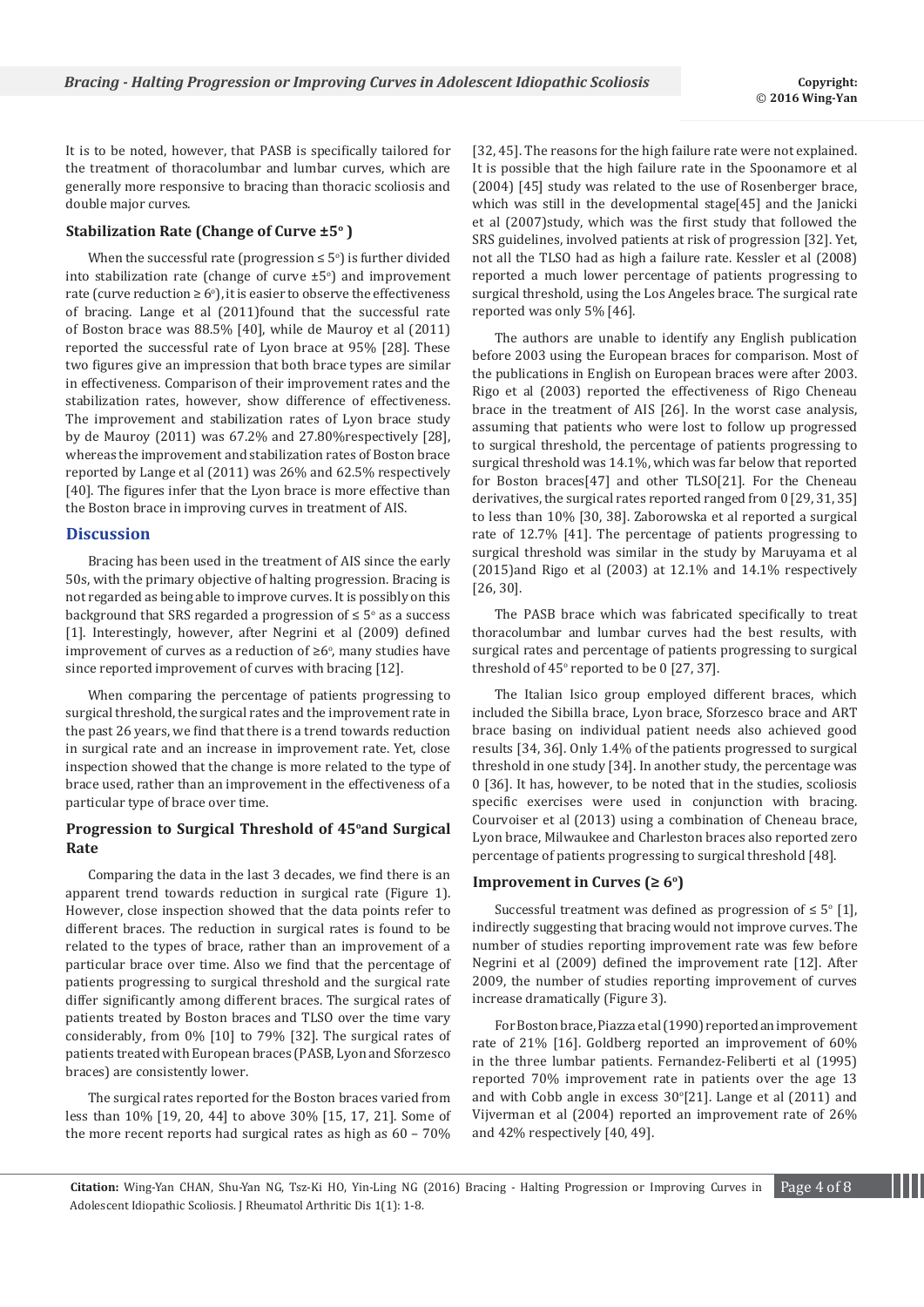It is to be noted, however, that PASB is specifically tailored for the treatment of thoracolumbar and lumbar curves, which are generally more responsive to bracing than thoracic scoliosis and double major curves.

### Stabilization Rate (Change of Curve ±5°)

When the successful rate (progression ≤ 5°) is further divided into stabilization rate (change of curve ±5°) and improvement rate (curve reduction ≥ 6°), it is easier to observe the effectiveness of bracing. Lange et al (2011)found that the successful rate of Boston brace was 88.5% [40], while de Mauroy et al (2011) reported the successful rate of Lyon brace at 95% [28]. These two figures give an impression that both brace types are similar in effectiveness. Comparison of their improvement rates and the stabilization rates, however, show difference of effectiveness. The improvement and stabilization rates of Lyon brace study by de Mauroy (2011) was 67.2% and 27.80%respectively [28], whereas the improvement and stabilization rates of Boston brace reported by Lange et al (2011) was 26% and 62.5% respectively [40]. The figures infer that the Lyon brace is more effective than the Boston brace in improving curves in treatment of AIS.

## Discussion

Bracing has been used in the treatment of AIS since the early 50s, with the primary objective of halting progression. Bracing is not regarded as being able to improve curves. It is possibly on this background that SRS regarded a progression of ≤ 5° as a success [1]. Interestingly, however, after Negrini et al (2009) defined improvement of curves as a reduction of ≥6°, many studies have since reported improvement of curves with bracing [12].

When comparing the percentage of patients progressing to surgical threshold, the surgical rates and the improvement rate in the past 26 years, we find that there is a trend towards reduction in surgical rate and an increase in improvement rate. Yet, close inspection showed that the change is more related to the type of brace used, rather than an improvement in the effectiveness of a particular type of brace over time.

### Progression to Surgical Threshold of 45°and Surgical Rate

Comparing the data in the last 3 decades, we find there is an apparent trend towards reduction in surgical rate (Figure 1). However, close inspection showed that the data points refer to different braces. The reduction in surgical rates is found to be related to the types of brace, rather than an improvement of a particular brace over time. Also we find that the percentage of patients progressing to surgical threshold and the surgical rate differ significantly among different braces. The surgical rates of patients treated by Boston braces and TLSO over the time vary considerably, from 0% [10] to 79% [32]. The surgical rates of patients treated with European braces (PASB, Lyon and Sforzesco braces) are consistently lower.

The surgical rates reported for the Boston braces varied from less than 10% [19, 20, 44] to above 30% [15, 17, 21]. Some of the more recent reports had surgical rates as high as 60 – 70% [32, 45]. The reasons for the high failure rate were not explained. It is possible that the high failure rate in the Spoonamore et al (2004) [45] study was related to the use of Rosenberger brace, which was still in the developmental stage[45] and the Janicki et al (2007)study, which was the first study that followed the SRS guidelines, involved patients at risk of progression [32]. Yet, not all the TLSO had as high a failure rate. Kessler et al (2008) reported a much lower percentage of patients progressing to surgical threshold, using the Los Angeles brace. The surgical rate reported was only 5% [46].

The authors are unable to identify any English publication before 2003 using the European braces for comparison. Most of the publications in English on European braces were after 2003. Rigo et al (2003) reported the effectiveness of Rigo Cheneau brace in the treatment of AIS [26]. In the worst case analysis, assuming that patients who were lost to follow up progressed to surgical threshold, the percentage of patients progressing to surgical threshold was 14.1%, which was far below that reported for Boston braces[47] and other TLSO[21]. For the Cheneau derivatives, the surgical rates reported ranged from 0 [29, 31, 35] to less than 10% [30, 38]. Zaborowska et al reported a surgical rate of 12.7% [41]. The percentage of patients progressing to surgical threshold was similar in the study by Maruyama et al (2015)and Rigo et al (2003) at 12.1% and 14.1% respectively [26, 30].

The PASB brace which was fabricated specifically to treat thoracolumbar and lumbar curves had the best results, with surgical rates and percentage of patients progressing to surgical threshold of 45° reported to be 0 [27, 37].

The Italian Isico group employed different braces, which included the Sibilla brace, Lyon brace, Sforzesco brace and ART brace basing on individual patient needs also achieved good results [34, 36]. Only 1.4% of the patients progressed to surgical threshold in one study [34]. In another study, the percentage was 0 [36]. It has, however, to be noted that in the studies, scoliosis specific exercises were used in conjunction with bracing. Courvoiser et al (2013) using a combination of Cheneau brace, Lyon brace, Milwaukee and Charleston braces also reported zero percentage of patients progressing to surgical threshold [48].

### Improvement in Curves (≥ 6°)

Successful treatment was defined as progression of ≤ 5° [1], indirectly suggesting that bracing would not improve curves. The number of studies reporting improvement rate was few before Negrini et al (2009) defined the improvement rate [12]. After 2009, the number of studies reporting improvement of curves increase dramatically (Figure 3).

For Boston brace, Piazza et al (1990) reported an improvement rate of 21% [16]. Goldberg reported an improvement of 60% in the three lumbar patients. Fernandez-Feliberti et al (1995) reported 70% improvement rate in patients over the age 13 and with Cobb angle in excess 30°[21]. Lange et al (2011) and Vijverman et al (2004) reported an improvement rate of 26% and 42% respectively [40, 49].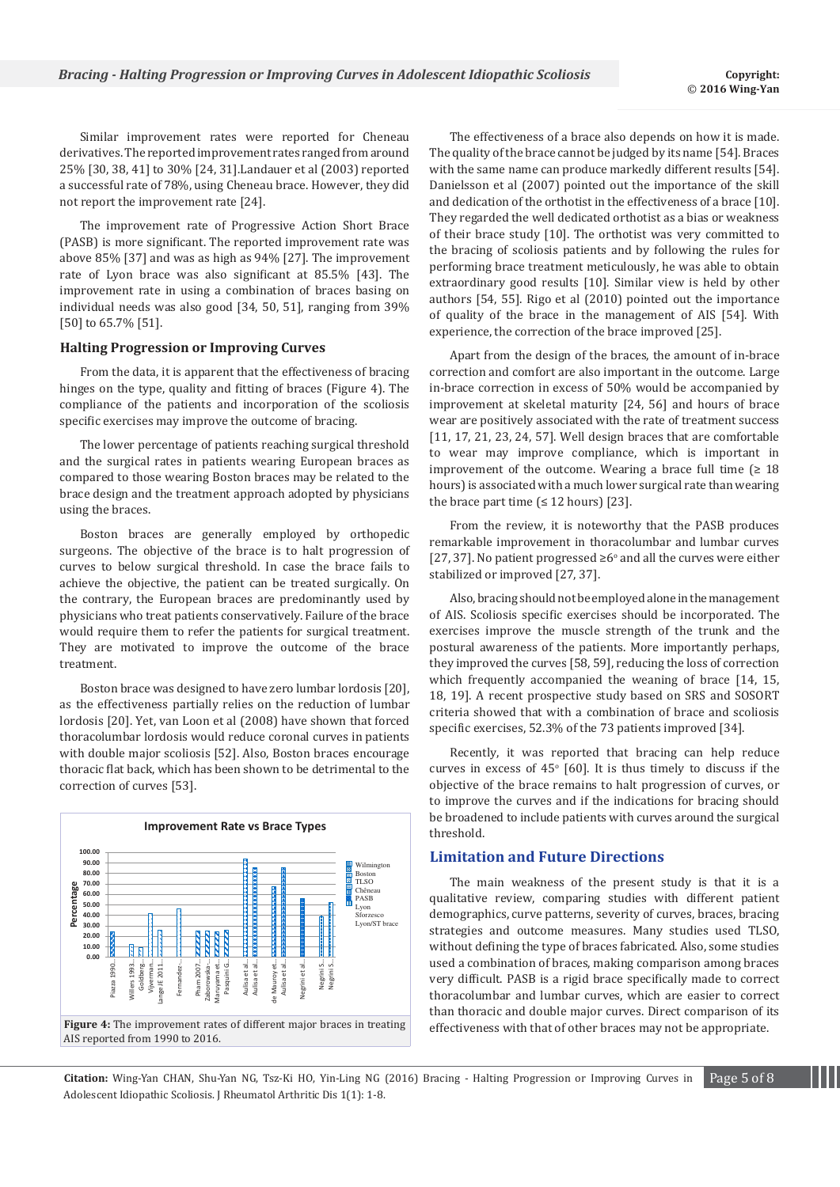Similar improvement rates were reported for Cheneau derivatives. The reported improvement rates ranged from around 25% [30, 38, 41] to 30% [24, 31].Landauer et al (2003) reported a successful rate of 78%, using Cheneau brace. However, they did not report the improvement rate [24].

The improvement rate of Progressive Action Short Brace (PASB) is more significant. The reported improvement rate was above 85% [37] and was as high as 94% [27]. The improvement rate of Lyon brace was also significant at 85.5% [43]. The improvement rate in using a combination of braces basing on individual needs was also good [34, 50, 51], ranging from 39% [50] to 65.7% [51].

### Halting Progression or Improving Curves

From the data, it is apparent that the effectiveness of bracing hinges on the type, quality and fitting of braces (Figure 4). The compliance of the patients and incorporation of the scoliosis specific exercises may improve the outcome of bracing.

The lower percentage of patients reaching surgical threshold and the surgical rates in patients wearing European braces as compared to those wearing Boston braces may be related to the brace design and the treatment approach adopted by physicians using the braces.

Boston braces are generally employed by orthopedic surgeons. The objective of the brace is to halt progression of curves to below surgical threshold. In case the brace fails to achieve the objective, the patient can be treated surgically. On the contrary, the European braces are predominantly used by physicians who treat patients conservatively. Failure of the brace would require them to refer the patients for surgical treatment. They are motivated to improve the outcome of the brace treatment.

Boston brace was designed to have zero lumbar lordosis [20], as the effectiveness partially relies on the reduction of lumbar lordosis [20]. Yet, van Loon et al (2008) have shown that forced thoracolumbar lordosis would reduce coronal curves in patients with double major scoliosis [52]. Also, Boston braces encourage thoracic flat back, which has been shown to be detrimental to the correction of curves [53].

**Figure 4:** The improvement rates of different major braces in treating AIS reported from 1990 to 2016.

The effectiveness of a brace also depends on how it is made. The quality of the brace cannot be judged by its name [54]. Braces with the same name can produce markedly different results [54]. Danielsson et al (2007) pointed out the importance of the skill and dedication of the orthotist in the effectiveness of a brace [10]. They regarded the well dedicated orthotist as a bias or weakness of their brace study [10]. The orthotist was very committed to the bracing of scoliosis patients and by following the rules for performing brace treatment meticulously, he was able to obtain extraordinary good results [10]. Similar view is held by other authors [54, 55]. Rigo et al (2010) pointed out the importance of quality of the brace in the management of AIS [54]. With experience, the correction of the brace improved [25].

Apart from the design of the braces, the amount of in-brace correction and comfort are also important in the outcome. Large in-brace correction in excess of 50% would be accompanied by improvement at skeletal maturity [24, 56] and hours of brace wear are positively associated with the rate of treatment success [11, 17, 21, 23, 24, 57]. Well design braces that are comfortable to wear may improve compliance, which is important in improvement of the outcome. Wearing a brace full time (≥ 18 hours) is associated with a much lower surgical rate than wearing the brace part time (≤ 12 hours) [23].

From the review, it is noteworthy that the PASB produces remarkable improvement in thoracolumbar and lumbar curves [27, 37]. No patient progressed ≥6° and all the curves were either stabilized or improved [27, 37].

Also, bracing should not be employed alone in the management of AIS. Scoliosis specific exercises should be incorporated. The exercises improve the muscle strength of the trunk and the postural awareness of the patients. More importantly perhaps, they improved the curves [58, 59], reducing the loss of correction which frequently accompanied the weaning of brace [14, 15, 18, 19]. A recent prospective study based on SRS and SOSORT criteria showed that with a combination of brace and scoliosis specific exercises, 52.3% of the 73 patients improved [34].

Recently, it was reported that bracing can help reduce curves in excess of 45° [60]. It is thus timely to discuss if the objective of the brace remains to halt progression of curves, or to improve the curves and if the indications for bracing should be broadened to include patients with curves around the surgical threshold.

## Limitation and Future Directions

The main weakness of the present study is that it is a qualitative review, comparing studies with different patient demographics, curve patterns, severity of curves, braces, bracing strategies and outcome measures. Many studies used TLSO, without defining the type of braces fabricated. Also, some studies used a combination of braces, making comparison among braces very difficult. PASB is a rigid brace specifically made to correct thoracolumbar and lumbar curves, which are easier to correct than thoracic and double major curves. Direct comparison of its effectiveness with that of other braces may not be appropriate.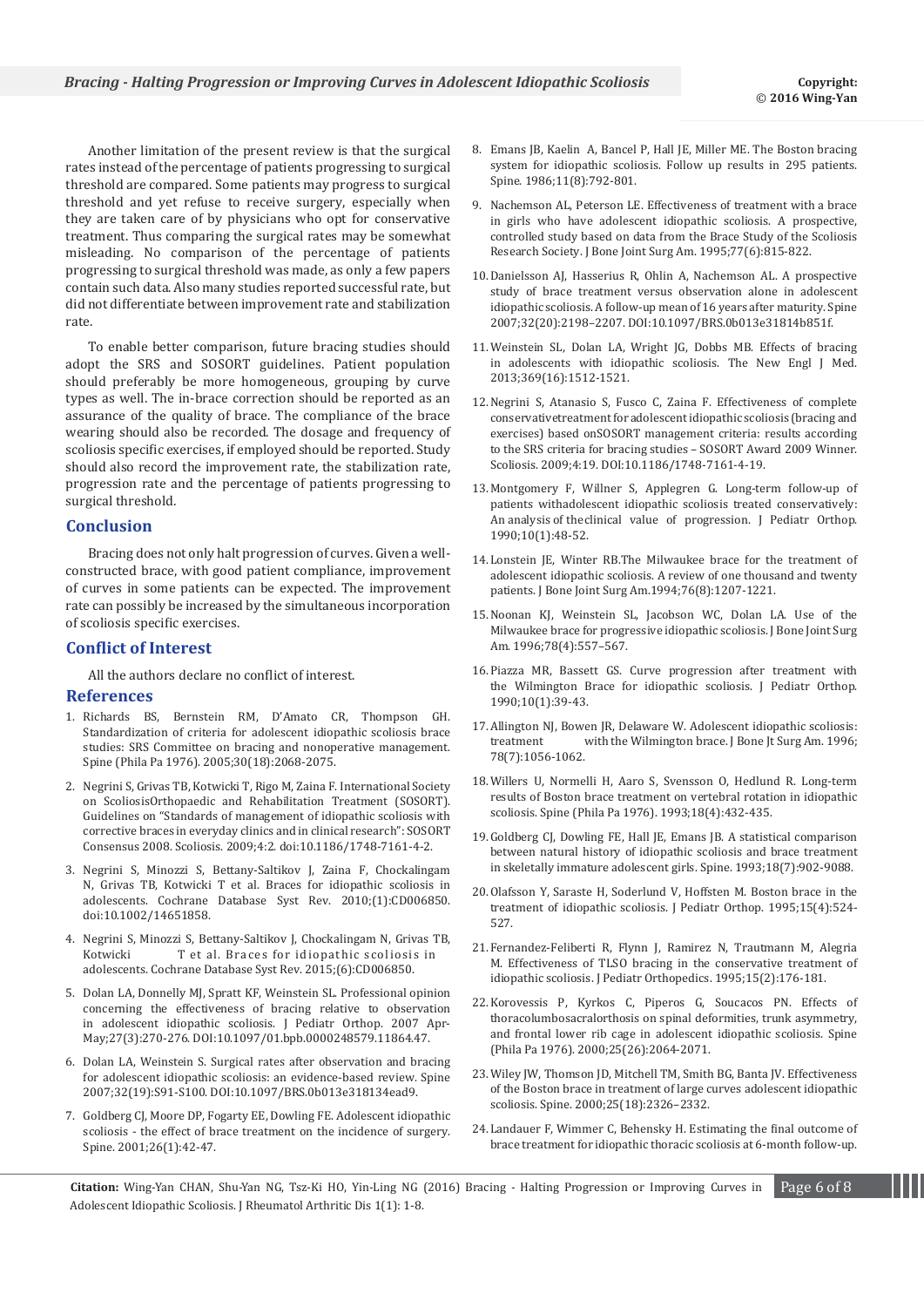Another limitation of the present review is that the surgical rates instead of the percentage of patients progressing to surgical threshold are compared. Some patients may progress to surgical threshold and yet refuse to receive surgery, especially when they are taken care of by physicians who opt for conservative treatment. Thus comparing the surgical rates may be somewhat misleading. No comparison of the percentage of patients progressing to surgical threshold was made, as only a few papers contain such data. Also many studies reported successful rate, but did not differentiate between improvement rate and stabilization rate.

To enable better comparison, future bracing studies should adopt the SRS and SOSORT guidelines. Patient population should preferably be more homogeneous, grouping by curve types as well. The in-brace correction should be reported as an assurance of the quality of brace. The compliance of the brace wearing should also be recorded. The dosage and frequency of scoliosis specific exercises, if employed should be reported. Study should also record the improvement rate, the stabilization rate, progression rate and the percentage of patients progressing to surgical threshold.

## Conclusion

Bracing does not only halt progression of curves. Given a well-constructed brace, with good patient compliance, improvement of curves in some patients can be expected. The improvement rate can possibly be increased by the simultaneous incorporation of scoliosis specific exercises.

## Conflict of Interest

All the authors declare no conflict of interest.

## References

1. Richards BS, Bernstein RM, D'Amato CR, Thompson GH. Standardization of criteria for adolescent idiopathic scoliosis brace studies: SRS Committee on bracing and nonoperative management. Spine (Phila Pa 1976). 2005;30(18):2068-2075.
2. Negrini S, Grivas TB, Kotwicki T, Rigo M, Zaina F. International Society on ScoliosisOrthopaedic and Rehabilitation Treatment (SOSORT). Guidelines on "Standards of management of idiopathic scoliosis with corrective braces in everyday clinics and in clinical research": SOSORT Consensus 2008. Scoliosis. 2009;4:2. doi:10.1186/1748-7161-4-2.
3. Negrini S, Minozzi S, Bettany-Saltikov J, Zaina F, Chockalingam N, Grivas TB, Kotwicki T et al. Braces for idiopathic scoliosis in adolescents. Cochrane Database Syst Rev. 2010;(1):CD006850. doi:10.1002/14651858.
4. Negrini S, Minozzi S, Bettany-Saltikov J, Chockalingam N, Grivas TB, Kotwicki T et al. Braces for idiopathic scoliosis in adolescents. Cochrane Database Syst Rev. 2015;(6):CD006850.
5. Dolan LA, Donnelly MJ, Spratt KF, Weinstein SL. Professional opinion concerning the effectiveness of bracing relative to observation in adolescent idiopathic scoliosis. J Pediatr Orthop. 2007 Apr-May;27(3):270-276. DOI:10.1097/01.bpb.0000248579.11864.47.
6. Dolan LA, Weinstein S. Surgical rates after observation and bracing for adolescent idiopathic scoliosis: an evidence-based review. Spine 2007;32(19):S91-S100. DOI:10.1097/BRS.0b013e318134ead9.
7. Goldberg CJ, Moore DP, Fogarty EE, Dowling FE. Adolescent idiopathic scoliosis - the effect of brace treatment on the incidence of surgery. Spine. 2001;26(1):42-47.
8. Emans JB, Kaelin A, Bancel P, Hall JE, Miller ME. The Boston bracing system for idiopathic scoliosis. Follow up results in 295 patients. Spine. 1986;11(8):792-801.
9. Nachemson AL, Peterson LE. Effectiveness of treatment with a brace in girls who have adolescent idiopathic scoliosis. A prospective, controlled study based on data from the Brace Study of the Scoliosis Research Society. J Bone Joint Surg Am. 1995;77(6):815-822.
10. Danielsson AJ, Hasserius R, Ohlin A, Nachemson AL. A prospective study of brace treatment versus observation alone in adolescent idiopathic scoliosis. A follow-up mean of 16 years after maturity. Spine 2007;32(20):2198–2207. DOI:10.1097/BRS.0b013e31814b851f.
11. Weinstein SL, Dolan LA, Wright JG, Dobbs MB. Effects of bracing in adolescents with idiopathic scoliosis. The New Engl J Med. 2013;369(16):1512-1521.
12. Negrini S, Atanasio S, Fusco C, Zaina F. Effectiveness of complete conservativetreatment for adolescent idiopathic scoliosis (bracing and exercises) based onSOSORT management criteria: results according to the SRS criteria for bracing studies – SOSORT Award 2009 Winner. Scoliosis. 2009;4:19. DOI:10.1186/1748-7161-4-19.
13. Montgomery F, Willner S, Applegren G. Long-term follow-up of patients withadolescent idiopathic scoliosis treated conservatively: An analysis of theclinical value of progression. J Pediatr Orthop. 1990;10(1):48-52.
14. Lonstein JE, Winter RB.The Milwaukee brace for the treatment of adolescent idiopathic scoliosis. A review of one thousand and twenty patients. J Bone Joint Surg Am.1994;76(8):1207-1221.
15. Noonan KJ, Weinstein SL, Jacobson WC, Dolan LA. Use of the Milwaukee brace for progressive idiopathic scoliosis. J Bone Joint Surg Am. 1996;78(4):557–567.
16. Piazza MR, Bassett GS. Curve progression after treatment with the Wilmington Brace for idiopathic scoliosis. J Pediatr Orthop. 1990;10(1):39-43.
17. Allington NJ, Bowen JR, Delaware W. Adolescent idiopathic scoliosis: treatment with the Wilmington brace. J Bone Jt Surg Am. 1996; 78(7):1056-1062.
18. Willers U, Normelli H, Aaro S, Svensson O, Hedlund R. Long-term results of Boston brace treatment on vertebral rotation in idiopathic scoliosis. Spine (Phila Pa 1976). 1993;18(4):432-435.
19. Goldberg CJ, Dowling FE, Hall JE, Emans JB. A statistical comparison between natural history of idiopathic scoliosis and brace treatment in skeletally immature adolescent girls. Spine. 1993;18(7):902-9088.
20. Olafsson Y, Saraste H, Soderlund V, Hoffsten M. Boston brace in the treatment of idiopathic scoliosis. J Pediatr Orthop. 1995;15(4):524-527.
21. Fernandez-Feliberti R, Flynn J, Ramirez N, Trautmann M, Alegria M. Effectiveness of TLSO bracing in the conservative treatment of idiopathic scoliosis. J Pediatr Orthopedics. 1995;15(2):176-181.
22. Korovessis P, Kyrkos C, Piperos G, Soucacos PN. Effects of thoracolumbosacralorthosis on spinal deformities, trunk asymmetry, and frontal lower rib cage in adolescent idiopathic scoliosis. Spine (Phila Pa 1976). 2000;25(26):2064-2071.
23. Wiley JW, Thomson JD, Mitchell TM, Smith BG, Banta JV. Effectiveness of the Boston brace in treatment of large curves adolescent idiopathic scoliosis. Spine. 2000;25(18):2326–2332.
24. Landauer F, Wimmer C, Behensky H. Estimating the final outcome of brace treatment for idiopathic thoracic scoliosis at 6-month follow-up.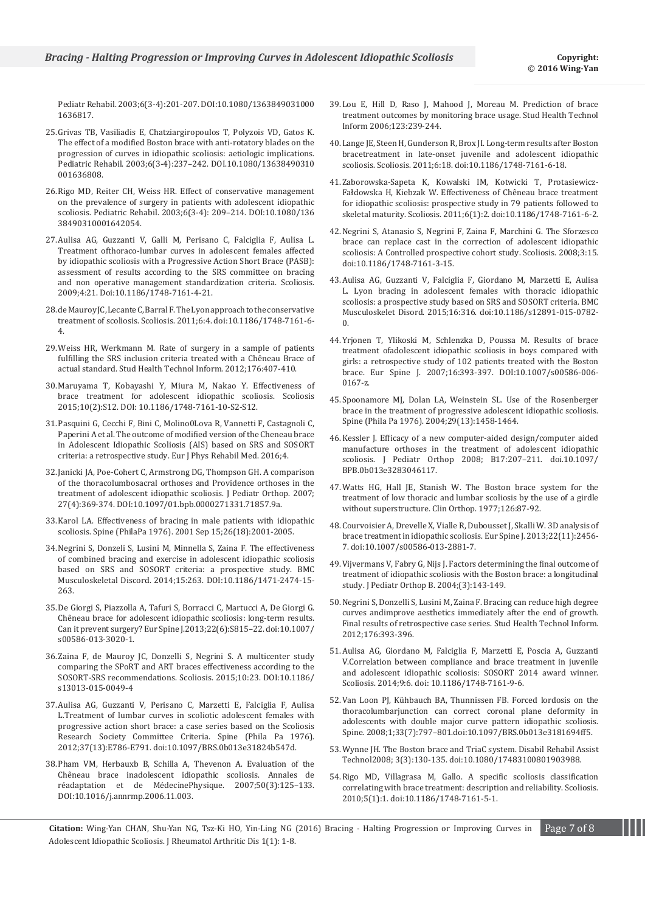Pediatr Rehabil. 2003;6(3-4):201-207. DOI:10.1080/1363849031000 1636817.

25. Grivas TB, Vasiliadis E, Chatziargiropoulos T, Polyzois VD, Gatos K. The effect of a modified Boston brace with anti-rotatory blades on the progression of curves in idiopathic scoliosis: aetiologic implications. Pediatric Rehabil. 2003;6(3-4):237–242. DOI.10.1080/13638490310 001636808.

26. Rigo MD, Reiter CH, Weiss HR. Effect of conservative management on the prevalence of surgery in patients with adolescent idiopathic scoliosis. Pediatric Rehabil. 2003;6(3-4): 209–214. DOI:10.1080/136 38490310001642054.

27. Aulisa AG, Guzzanti V, Galli M, Perisano C, Falciglia F, Aulisa L. Treatment ofthoraco-lumbar curves in adolescent females affected by idiopathic scoliosis with a Progressive Action Short Brace (PASB): assessment of results according to the SRS committee on bracing and non operative management standardization criteria. Scoliosis. 2009;4:21. Doi:10.1186/1748-7161-4-21.

28. de Mauroy JC, Lecante C, Barral F. The Lyon approach to the conservative treatment of scoliosis. Scoliosis. 2011;6:4. doi:10.1186/1748-7161-6-4.

29. Weiss HR, Werkmann M. Rate of surgery in a sample of patients fulfilling the SRS inclusion criteria treated with a Chêneau Brace of actual standard. Stud Health Technol Inform. 2012;176:407-410.

30. Maruyama T, Kobayashi Y, Miura M, Nakao Y. Effectiveness of brace treatment for adolescent idiopathic scoliosis. Scoliosis 2015;10(2):S12. DOI: 10.1186/1748-7161-10-S2-S12.

31. Pasquini G, Cecchi F, Bini C, Molino0Lova R, Vannetti F, Castagnoli C, Paperini A et al. The outcome of modified version of the Cheneau brace in Adolescent Idiopathic Scoliosis (AIS) based on SRS and SOSORT criteria: a retrospective study. Eur J Phys Rehabil Med. 2016;4.

32. Janicki JA, Poe-Cohert C, Armstrong DG, Thompson GH. A comparison of the thoracolumbosacral orthoses and Providence orthoses in the treatment of adolescent idiopathic scoliosis. J Pediatr Orthop. 2007; 27(4):369-374. DOI:10.1097/01.bpb.0000271331.71857.9a.

33. Karol LA. Effectiveness of bracing in male patients with idiopathic scoliosis. Spine (PhilaPa 1976). 2001 Sep 15;26(18):2001-2005.

34. Negrini S, Donzeli S, Lusini M, Minnella S, Zaina F. The effectiveness of combined bracing and exercise in adolescent idiopathic scoliosis based on SRS and SOSORT criteria: a prospective study. BMC Musculoskeletal Discord. 2014;15:263. DOI:10.1186/1471-2474-15-263.

35. De Giorgi S, Piazzolla A, Tafuri S, Borracci C, Martucci A, De Giorgi G. Chêneau brace for adolescent idiopathic scoliosis: long-term results. Can it prevent surgery? Eur Spine J.2013;22(6):S815–22. doi:10.1007/ s00586-013-3020-1.

36. Zaina F, de Mauroy JC, Donzelli S, Negrini S. A multicenter study comparing the SPoRT and ART braces effectiveness according to the SOSORT-SRS recommendations. Scoliosis. 2015;10:23. DOI:10.1186/ s13013-015-0049-4

37. Aulisa AG, Guzzanti V, Perisano C, Marzetti E, Falciglia F, Aulisa L.Treatment of lumbar curves in scoliotic adolescent females with progressive action short brace: a case series based on the Scoliosis Research Society Committee Criteria. Spine (Phila Pa 1976). 2012;37(13):E786-E791. doi:10.1097/BRS.0b013e31824b547d.

38. Pham VM, Herbauxb B, Schilla A, Thevenon A. Evaluation of the Chêneau brace inadolescent idiopathic scoliosis. Annales de réadaptation et de MédecinePhysique. 2007;50(3):125–133. DOI:10.1016/j.annrmp.2006.11.003.

39. Lou E, Hill D, Raso J, Mahood J, Moreau M. Prediction of brace treatment outcomes by monitoring brace usage. Stud Health Technol Inform 2006;123:239-244.

40. Lange JE, Steen H, Gunderson R, Brox JI. Long-term results after Boston bracetreatment in late-onset juvenile and adolescent idiopathic scoliosis. Scoliosis. 2011;6:18. doi:10.1186/1748-7161-6-18.

41. Zaborowska-Sapeta K, Kowalski IM, Kotwicki T, Protasiewicz-Fałdowska H, Kiebzak W. Effectiveness of Chêneau brace treatment for idiopathic scoliosis: prospective study in 79 patients followed to skeletal maturity. Scoliosis. 2011;6(1):2. doi:10.1186/1748-7161-6-2.

42. Negrini S, Atanasio S, Negrini F, Zaina F, Marchini G. The Sforzesco brace can replace cast in the correction of adolescent idiopathic scoliosis: A Controlled prospective cohort study. Scoliosis. 2008;3:15. doi:10.1186/1748-7161-3-15.

43. Aulisa AG, Guzzanti V, Falciglia F, Giordano M, Marzetti E, Aulisa L. Lyon bracing in adolescent females with thoracic idiopathic scoliosis: a prospective study based on SRS and SOSORT criteria. BMC Musculoskelet Disord. 2015;16:316. doi:10.1186/s12891-015-0782-0.

44. Yrjonen T, Ylikoski M, Schlenzka D, Poussa M. Results of brace treatment ofadolescent idiopathic scoliosis in boys compared with girls: a retrospective study of 102 patients treated with the Boston brace. Eur Spine J. 2007;16:393-397. DOI:10.1007/s00586-006-0167-z.

45. Spoonamore MJ, Dolan LA, Weinstein SL. Use of the Rosenberger brace in the treatment of progressive adolescent idiopathic scoliosis. Spine (Phila Pa 1976). 2004;29(13):1458-1464.

46. Kessler J. Efficacy of a new computer-aided design/computer aided manufacture orthoses in the treatment of adolescent idiopathic scoliosis. J Pediatr Orthop 2008; B17:207–211. doi.10.1097/ BPB.0b013e3283046117.

47. Watts HG, Hall JE, Stanish W. The Boston brace system for the treatment of low thoracic and lumbar scoliosis by the use of a girdle without superstructure. Clin Orthop. 1977;126:87-92.

48. Courvoisier A, Drevelle X, Vialle R, Dubousset J, Skalli W. 3D analysis of brace treatment in idiopathic scoliosis. Eur Spine J. 2013;22(11):2456-7. doi:10.1007/s00586-013-2881-7.

49. Vijvermans V, Fabry G, Nijs J. Factors determining the final outcome of treatment of idiopathic scoliosis with the Boston brace: a longitudinal study. J Pediatr Orthop B. 2004;(3):143-149.

50. Negrini S, Donzelli S, Lusini M, Zaina F. Bracing can reduce high degree curves andimprove aesthetics immediately after the end of growth. Final results of retrospective case series. Stud Health Technol Inform. 2012;176:393-396.

51. Aulisa AG, Giordano M, Falciglia F, Marzetti E, Poscia A, Guzzanti V.Correlation between compliance and brace treatment in juvenile and adolescent idiopathic scoliosis: SOSORT 2014 award winner. Scoliosis. 2014;9:6. doi: 10.1186/1748-7161-9-6.

52. Van Loon PJ, Kühbauch BA, Thunnissen FB. Forced lordosis on the thoracolumbarjunction can correct coronal plane deformity in adolescents with double major curve pattern idiopathic scoliosis. Spine. 2008;1;33(7):797–801.doi:10.1097/BRS.0b013e3181694ff5.

53. Wynne JH. The Boston brace and TriaC system. Disabil Rehabil Assist Technol2008; 3(3):130-135. doi:10.1080/17483100801903988.

54. Rigo MD, Villagrasa M, Gallo. A specific scoliosis classification correlating with brace treatment: description and reliability. Scoliosis. 2010;5(1):1. doi:10.1186/1748-7161-5-1.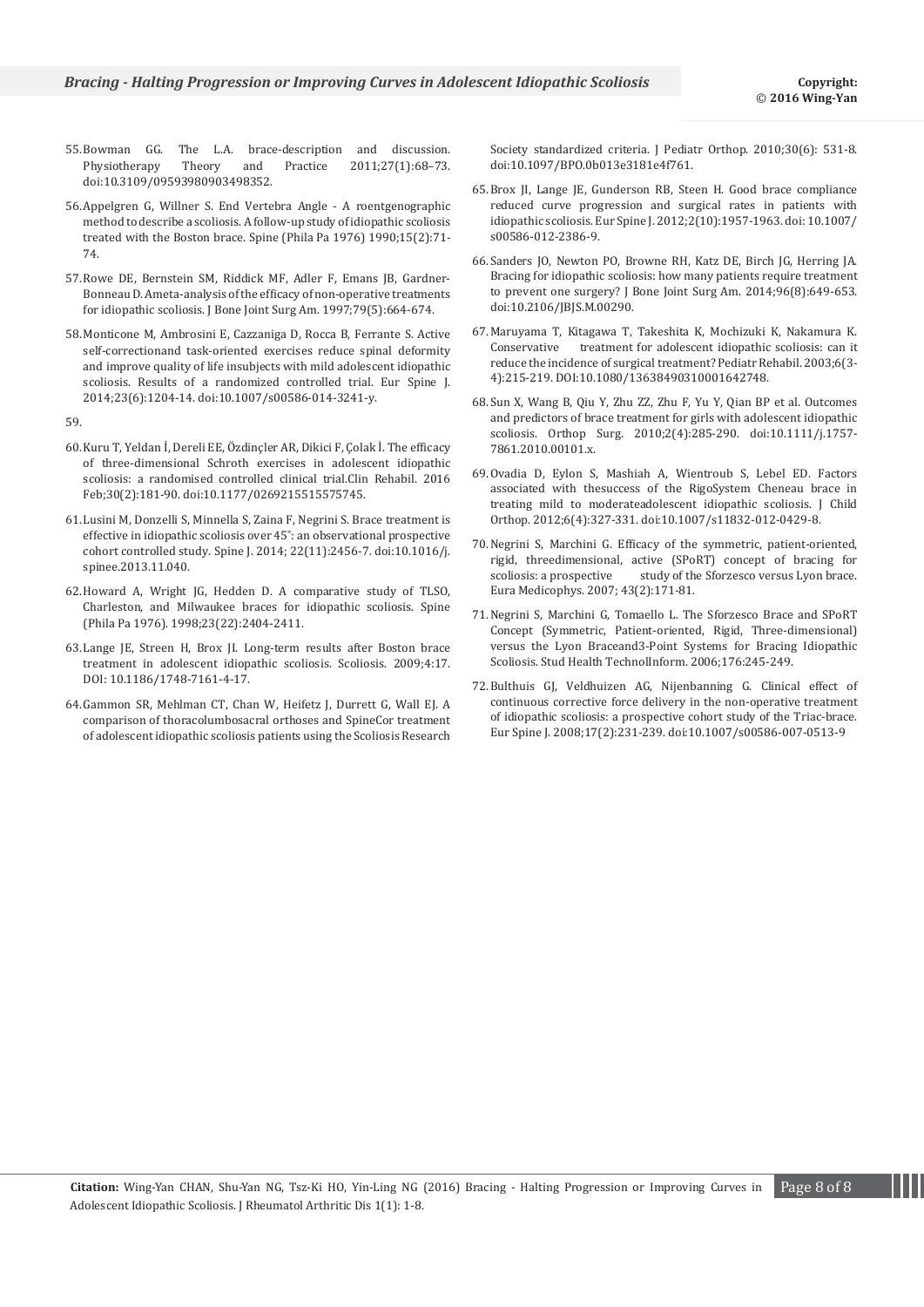55. Bowman GG. The L.A. brace-description and discussion. Physiotherapy Theory and Practice 2011;27(1):68–73. doi:10.3109/09593980903498352.

56. Appelgren G, Willner S. End Vertebra Angle - A roentgenographic method to describe a scoliosis. A follow-up study of idiopathic scoliosis treated with the Boston brace. Spine (Phila Pa 1976) 1990;15(2):71-74.

57. Rowe DE, Bernstein SM, Riddick MF, Adler F, Emans JB, Gardner-Bonneau D. Ameta-analysis of the efficacy of non-operative treatments for idiopathic scoliosis. J Bone Joint Surg Am. 1997;79(5):664-674.

58. Monticone M, Ambrosini E, Cazzaniga D, Rocca B, Ferrante S. Active self-correctionand task-oriented exercises reduce spinal deformity and improve quality of life insubjects with mild adolescent idiopathic scoliosis. Results of a randomized controlled trial. Eur Spine J. 2014;23(6):1204-14. doi:10.1007/s00586-014-3241-y.

59.

60. Kuru T, Yeldan İ, Dereli EE, Özdinçler AR, Dikici F, Çolak İ. The efficacy of three-dimensional Schroth exercises in adolescent idiopathic scoliosis: a randomised controlled clinical trial.Clin Rehabil. 2016 Feb;30(2):181-90. doi:10.1177/0269215515575745.

61. Lusini M, Donzelli S, Minnella S, Zaina F, Negrini S. Brace treatment is effective in idiopathic scoliosis over 45°: an observational prospective cohort controlled study. Spine J. 2014; 22(11):2456-7. doi:10.1016/j.spinee.2013.11.040.

62. Howard A, Wright JG, Hedden D. A comparative study of TLSO, Charleston, and Milwaukee braces for idiopathic scoliosis. Spine (Phila Pa 1976). 1998;23(22):2404-2411.

63. Lange JE, Streen H, Brox JI. Long-term results after Boston brace treatment in adolescent idiopathic scoliosis. Scoliosis. 2009;4:17. DOI: 10.1186/1748-7161-4-17.

64. Gammon SR, Mehlman CT, Chan W, Heifetz J, Durrett G, Wall EJ. A comparison of thoracolumbosacral orthoses and SpineCor treatment of adolescent idiopathic scoliosis patients using the Scoliosis Research Society standardized criteria. J Pediatr Orthop. 2010;30(6): 531-8. doi:10.1097/BPO.0b013e3181e4f761.

65. Brox JI, Lange JE, Gunderson RB, Steen H. Good brace compliance reduced curve progression and surgical rates in patients with idiopathic scoliosis. Eur Spine J. 2012;2(10):1957-1963. doi: 10.1007/s00586-012-2386-9.

66. Sanders JO, Newton PO, Browne RH, Katz DE, Birch JG, Herring JA. Bracing for idiopathic scoliosis: how many patients require treatment to prevent one surgery? J Bone Joint Surg Am. 2014;96(8):649-653. doi:10.2106/JBJS.M.00290.

67. Maruyama T, Kitagawa T, Takeshita K, Mochizuki K, Nakamura K. Conservative treatment for adolescent idiopathic scoliosis: can it reduce the incidence of surgical treatment? Pediatr Rehabil. 2003;6(3-4):215-219. DOI:10.1080/13638490310001642748.

68. Sun X, Wang B, Qiu Y, Zhu ZZ, Zhu F, Yu Y, Qian BP et al. Outcomes and predictors of brace treatment for girls with adolescent idiopathic scoliosis. Orthop Surg. 2010;2(4):285-290. doi:10.1111/j.1757-7861.2010.00101.x.

69. Ovadia D, Eylon S, Mashiah A, Wientroub S, Lebel ED. Factors associated with thesuccess of the RigoSystem Cheneau brace in treating mild to moderateadolescent idiopathic scoliosis. J Child Orthop. 2012;6(4):327-331. doi:10.1007/s11832-012-0429-8.

70. Negrini S, Marchini G. Efficacy of the symmetric, patient-oriented, rigid, threedimensional, active (SPoRT) concept of bracing for scoliosis: a prospective study of the Sforzesco versus Lyon brace. Eura Medicophys. 2007; 43(2):171-81.

71. Negrini S, Marchini G, Tomaello L. The Sforzesco Brace and SPoRT Concept (Symmetric, Patient-oriented, Rigid, Three-dimensional) versus the Lyon Braceand3-Point Systems for Bracing Idiopathic Scoliosis. Stud Health TechnolInform. 2006;176:245-249.

72. Bulthuis GJ, Veldhuizen AG, Nijenbanning G. Clinical effect of continuous corrective force delivery in the non-operative treatment of idiopathic scoliosis: a prospective cohort study of the Triac-brace. Eur Spine J. 2008;17(2):231-239. doi:10.1007/s00586-007-0513-9